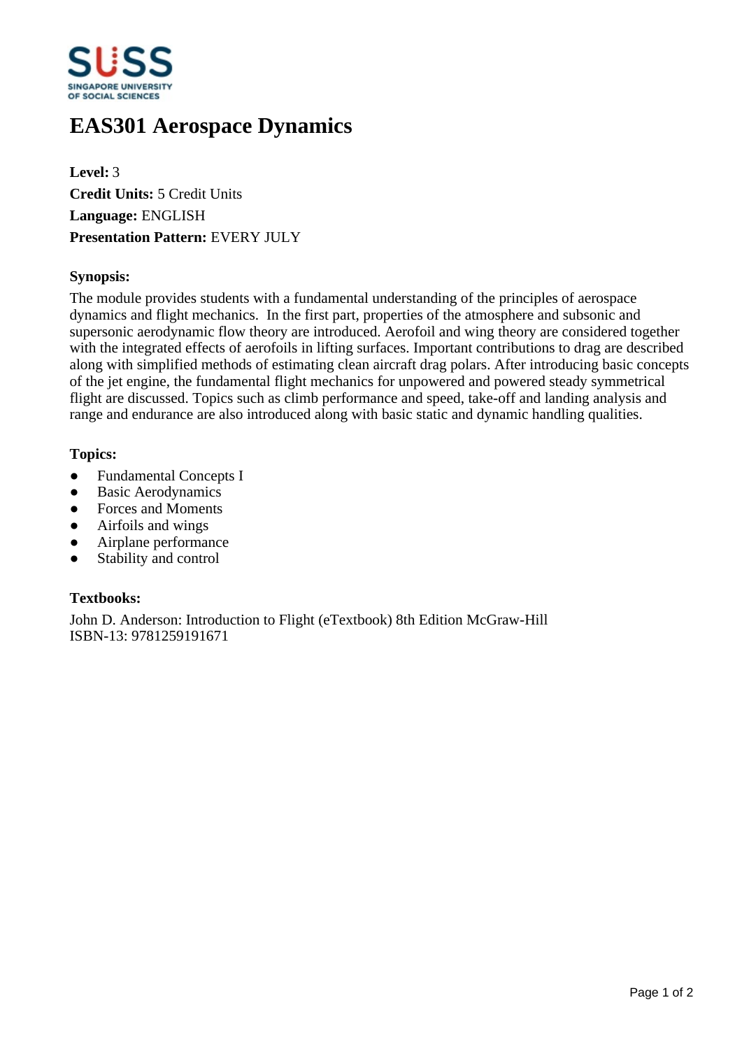# EAS301 Aerospace Dynamics

**Level:** 3
**Credit Units:** 5 Credit Units
**Language:** ENGLISH
**Presentation Pattern:** EVERY JULY

### Synopsis:

The module provides students with a fundamental understanding of the principles of aerospace dynamics and flight mechanics. In the first part, properties of the atmosphere and subsonic and supersonic aerodynamic flow theory are introduced. Aerofoil and wing theory are considered together with the integrated effects of aerofoils in lifting surfaces. Important contributions to drag are described along with simplified methods of estimating clean aircraft drag polars. After introducing basic concepts of the jet engine, the fundamental flight mechanics for unpowered and powered steady symmetrical flight are discussed. Topics such as climb performance and speed, take-off and landing analysis and range and endurance are also introduced along with basic static and dynamic handling qualities.

### Topics:

- Fundamental Concepts I
- Basic Aerodynamics
- Forces and Moments
- Airfoils and wings
- Airplane performance
- Stability and control

### Textbooks:

John D. Anderson: Introduction to Flight (eTextbook) 8th Edition McGraw-Hill
ISBN-13: 9781259191671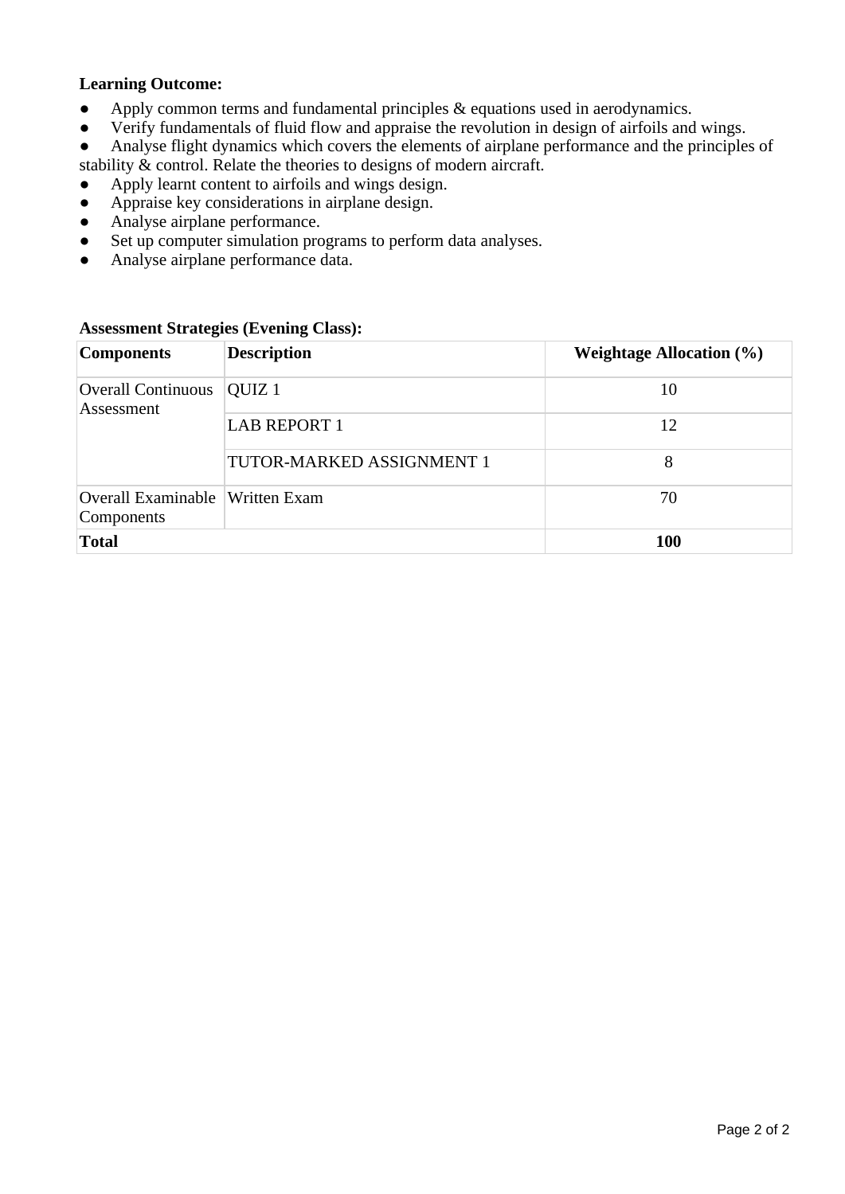**Learning Outcome:**

- Apply common terms and fundamental principles & equations used in aerodynamics.
- Verify fundamentals of fluid flow and appraise the revolution in design of airfoils and wings.
- Analyse flight dynamics which covers the elements of airplane performance and the principles of stability & control. Relate the theories to designs of modern aircraft.
- Apply learnt content to airfoils and wings design.
- Appraise key considerations in airplane design.
- Analyse airplane performance.
- Set up computer simulation programs to perform data analyses.
- Analyse airplane performance data.

**Assessment Strategies (Evening Class):**

| **Components** | **Description** | **Weightage Allocation (%)** |
|---|---|---|
| Overall Continuous Assessment | QUIZ 1 | 10 |
| | LAB REPORT 1 | 12 |
| | TUTOR-MARKED ASSIGNMENT 1 | 8 |
| Overall Examinable Components | Written Exam | 70 |
| **Total** | | **100** |